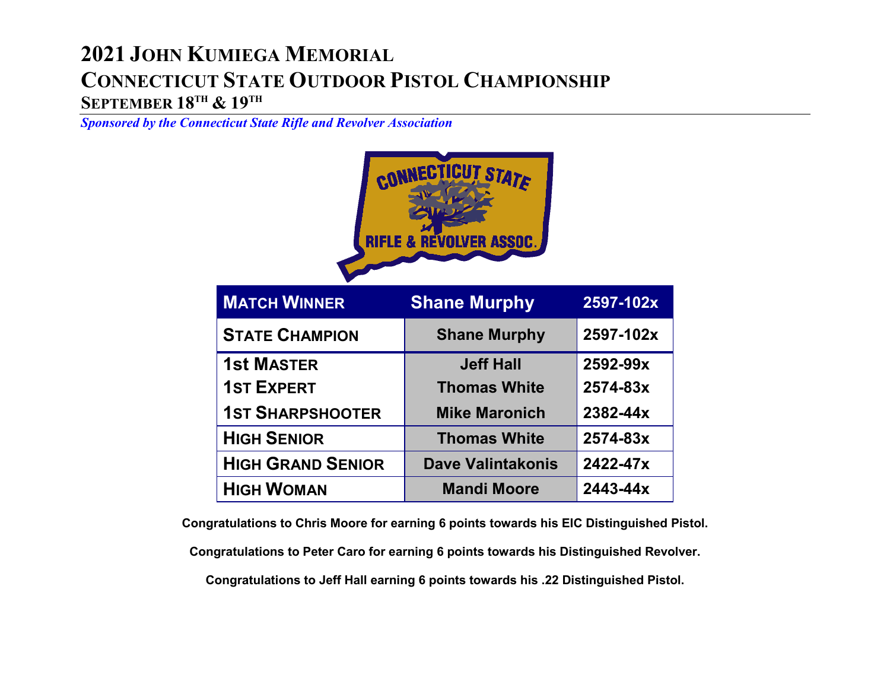# 2021 John Kumiega Memorial

# Connecticut State Outdoor Pistol Championship

## September 18th & 19th

*Sponsored by the Connecticut State Rifle and Revolver Association*

| MATCH WINNER | Shane Murphy | 2597-102x |
|---|---|---|
| STATE CHAMPION | Shane Murphy | 2597-102x |
| 1st MASTER | Jeff Hall | 2592-99x |
| 1ST EXPERT | Thomas White | 2574-83x |
| 1ST SHARPSHOOTER | Mike Maronich | 2382-44x |
| HIGH SENIOR | Thomas White | 2574-83x |
| HIGH GRAND SENIOR | Dave Valintakonis | 2422-47x |
| HIGH WOMAN | Mandi Moore | 2443-44x |

**Congratulations to Chris Moore for earning 6 points towards his EIC Distinguished Pistol.**

**Congratulations to Peter Caro for earning 6 points towards his Distinguished Revolver.**

**Congratulations to Jeff Hall earning 6 points towards his .22 Distinguished Pistol.**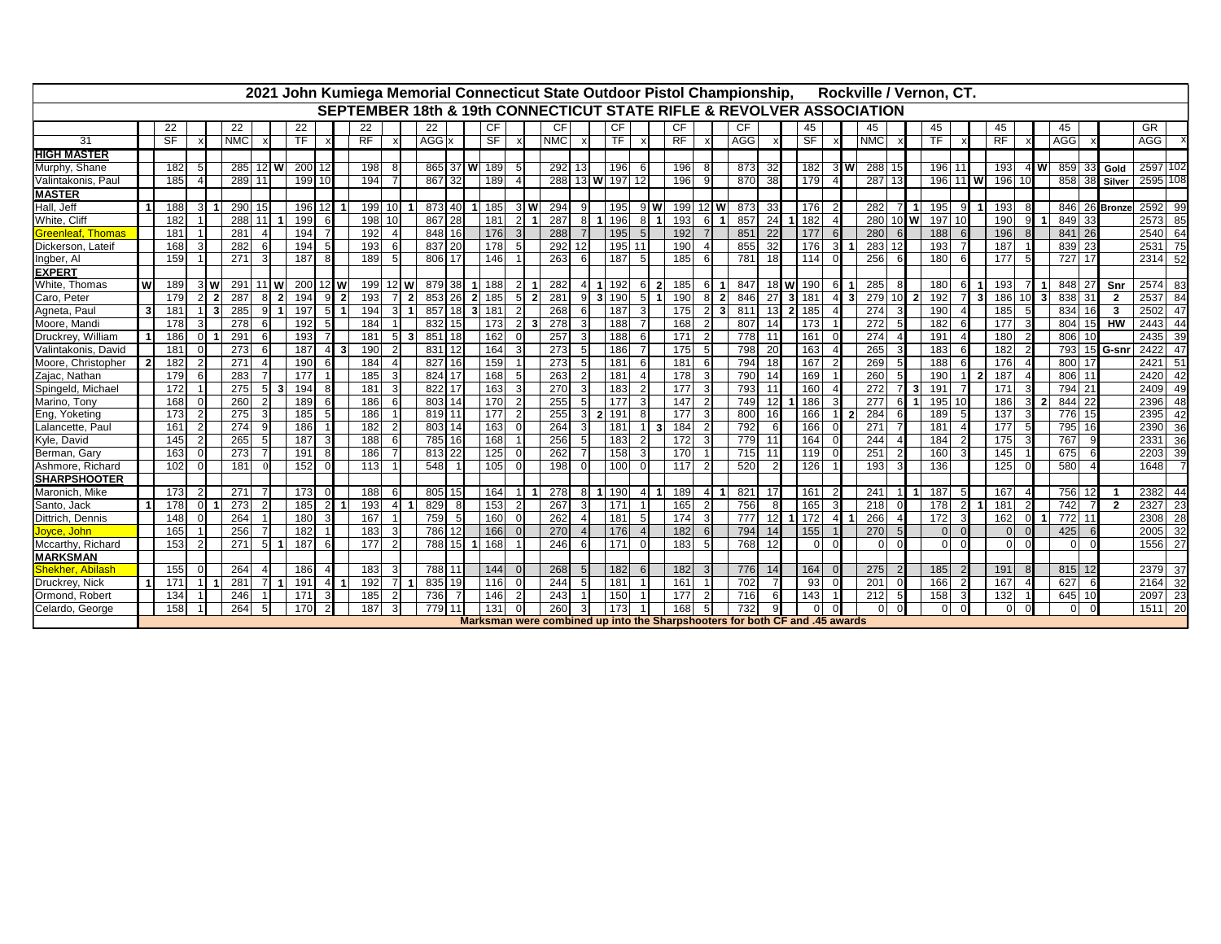# 2021 John Kumiega Memorial Connecticut State Outdoor Pistol Championship, Rockville / Vernon, CT.

## SEPTEMBER 18th & 19th CONNECTICUT STATE RIFLE & REVOLVER ASSOCIATION

| | | 22 | | | 22 | | | 22 | | | 22 | | | 22 | | | CF | | | CF | | | CF | | | CF | | | CF | | | 45 | | | 45 | | | 45 | | | 45 | | | 45 | | | GR | |
|---|---|---|---|---|---|---|---|---|---|---|---|---|---|---|---|---|---|---|---|---|---|---|---|---|---|---|---|---|---|---|---|---|---|---|---|---|---|---|---|---|---|---|---|---|---|---|---|---|
| 31 | | SF | x | | NMC | x | | TF | x | | RF | x | | AGG | x | | SF | x | | NMC | x | | TF | x | | RF | x | | AGG | x | | SF | x | | NMC | x | | TF | x | | RF | x | | AGG | x | | AGG | x |
| **HIGH MASTER** | | | | | | | | | | | | | | | | | | | | | | | | | | | | | | | | | | | | | | | | | | | | | | | | |
| Murphy, Shane | | 182 | 5 | | 285 | 12 | W | 200 | 12 | | 198 | 8 | | 865 | 37 | W | 189 | 5 | | 292 | 13 | | 196 | 6 | | 196 | 8 | | 873 | 32 | | 182 | 3 | W | 288 | 15 | | 196 | 11 | | 193 | 4 | W | 859 | 33 | Gold | 2597 | 102 |
| Valintakonis, Paul | | 185 | 4 | | 289 | 11 | | 199 | 10 | | 194 | 7 | | 867 | 32 | | 189 | 4 | | 288 | 13 | W | 197 | 12 | | 196 | 9 | | 870 | 38 | | 179 | 4 | | 287 | 13 | | 196 | 11 | W | 196 | 10 | | 858 | 38 | Silver | 2595 | 108 |
| **MASTER** | | | | | | | | | | | | | | | | | | | | | | | | | | | | | | | | | | | | | | | | | | | | | | | | |
| Hall, Jeff | 1 | 188 | 3 | 1 | 290 | 15 | | 196 | 12 | 1 | 199 | 10 | 1 | 873 | 40 | 1 | 185 | 3 | W | 294 | 9 | | 195 | 9 | W | 199 | 12 | W | 873 | 33 | | 176 | 2 | | 282 | 7 | 1 | 195 | 9 | 1 | 193 | 8 | | 846 | 26 | Bronze | 2592 | 99 |
| White, Cliff | | 182 | 1 | | 288 | 11 | 1 | 199 | 6 | | 198 | 10 | | 867 | 28 | | 181 | 2 | 1 | 287 | 8 | 1 | 196 | 8 | 1 | 193 | 6 | 1 | 857 | 24 | | 182 | 4 | | 280 | 10 | W | 197 | 10 | | 190 | 9 | 1 | 849 | 33 | | 2573 | 85 |
| Greenleaf, Thomas | | 181 | 1 | | 281 | 4 | | 194 | 7 | | 192 | 4 | | 848 | 16 | | 176 | 3 | | 288 | 7 | | 195 | 5 | | 192 | 7 | | 851 | 22 | | 177 | 6 | | 280 | 6 | | 188 | 6 | | 196 | 8 | | 841 | 26 | | 2540 | 64 |
| Dickerson, Lateif | | 168 | 3 | | 282 | 6 | | 194 | 5 | | 193 | 6 | | 837 | 20 | | 178 | 5 | | 292 | 12 | | 195 | 11 | | 190 | 4 | | 855 | 32 | | 176 | 3 | 1 | 283 | 12 | | 193 | 7 | | 187 | 1 | | 839 | 23 | | 2531 | 75 |
| Ingber, Al | | 159 | 1 | | 271 | 3 | | 187 | 8 | | 189 | 5 | | 806 | 17 | | 146 | 1 | | 263 | 6 | | 187 | 5 | | 185 | 6 | | 781 | 18 | | 114 | 0 | | 256 | 6 | | 180 | 6 | | 177 | 5 | | 727 | 17 | | 2314 | 52 |
| **EXPERT** | | | | | | | | | | | | | | | | | | | | | | | | | | | | | | | | | | | | | | | | | | | | | | | | |
| White, Thomas | W | 189 | 3 | W | 291 | 11 | W | 200 | 12 | W | 199 | 12 | W | 879 | 38 | 1 | 188 | 2 | 1 | 282 | 4 | 1 | 192 | 6 | 2 | 185 | 6 | 1 | 847 | 18 | W | 190 | 6 | 1 | 285 | 8 | | 180 | 6 | 1 | 193 | 7 | 1 | 848 | 27 | Snr | 2574 | 83 |
| Caro, Peter | | 179 | 2 | 2 | 287 | 8 | 2 | 194 | 9 | 2 | 193 | 7 | 2 | 853 | 26 | 2 | 185 | 5 | 2 | 281 | 9 | 3 | 190 | 5 | 1 | 190 | 8 | 2 | 846 | 27 | 3 | 181 | 4 | 3 | 279 | 10 | 2 | 192 | 7 | 3 | 186 | 10 | 3 | 838 | 31 | 2 | 2537 | 84 |
| Agneta, Paul | 3 | 181 | 1 | 3 | 285 | 9 | 1 | 197 | 5 | 1 | 194 | 3 | 1 | 857 | 18 | 3 | 181 | 2 | | 268 | 6 | | 187 | 3 | | 175 | 2 | 3 | 811 | 13 | 2 | 185 | 4 | | 274 | 3 | | 190 | 4 | | 185 | 5 | | 834 | 16 | 3 | 2502 | 47 |
| Moore, Mandi | | 178 | 3 | | 278 | 6 | | 192 | 5 | | 184 | 1 | | 832 | 15 | | 173 | 2 | 3 | 278 | 3 | | 188 | 7 | | 168 | 2 | | 807 | 14 | | 173 | 1 | | 272 | 5 | | 182 | 6 | | 177 | 3 | | 804 | 15 | HW | 2443 | 44 |
| Druckrey, William | 1 | 186 | 0 | 1 | 291 | 6 | | 193 | 7 | | 181 | 5 | 3 | 851 | 18 | | 162 | 0 | | 257 | 3 | | 188 | 6 | | 171 | 2 | | 778 | 11 | | 161 | 0 | | 274 | 4 | | 191 | 4 | | 180 | 2 | | 806 | 10 | | 2435 | 39 |
| Valintakonis, David | | 181 | 0 | | 273 | 6 | | 187 | 4 | 3 | 190 | 2 | | 831 | 12 | | 164 | 3 | | 273 | 5 | | 186 | 7 | | 175 | 5 | | 798 | 20 | | 163 | 4 | | 265 | 3 | | 183 | 6 | | 182 | 2 | | 793 | 15 | G-snr | 2422 | 47 |
| Moore, Christopher | 2 | 182 | 2 | | 271 | 4 | | 190 | 6 | | 184 | 4 | | 827 | 16 | | 159 | 1 | | 273 | 5 | | 181 | 6 | | 181 | 6 | | 794 | 18 | | 167 | 2 | | 269 | 5 | | 188 | 6 | | 176 | 4 | | 800 | 17 | | 2421 | 51 |
| Zajac, Nathan | | 179 | 6 | | 283 | 7 | | 177 | 1 | | 185 | 3 | | 824 | 17 | | 168 | 5 | | 263 | 2 | | 181 | 4 | | 178 | 3 | | 790 | 14 | | 169 | 1 | | 260 | 5 | | 190 | 1 | 2 | 187 | 4 | | 806 | 11 | | 2420 | 42 |
| Spingeld, Michael | | 172 | 1 | | 275 | 5 | 3 | 194 | 8 | | 181 | 3 | | 822 | 17 | | 163 | 3 | | 270 | 3 | | 183 | 2 | | 177 | 3 | | 793 | 11 | | 160 | 4 | | 272 | 7 | 3 | 191 | 7 | | 171 | 3 | | 794 | 21 | | 2409 | 49 |
| Marino, Tony | | 168 | 0 | | 260 | 2 | | 189 | 6 | | 186 | 6 | | 803 | 14 | | 170 | 2 | | 255 | 5 | | 177 | 3 | | 147 | 2 | | 749 | 12 | 1 | 186 | 3 | | 277 | 6 | 1 | 195 | 10 | | 186 | 3 | 2 | 844 | 22 | | 2396 | 48 |
| Eng, Yoketing | | 173 | 2 | | 275 | 3 | | 185 | 5 | | 186 | 1 | | 819 | 11 | | 177 | 2 | | 255 | 3 | 2 | 191 | 8 | | 177 | 3 | | 800 | 16 | | 166 | 1 | 2 | 284 | 6 | | 189 | 5 | | 137 | 3 | | 776 | 15 | | 2395 | 42 |
| Lalancette, Paul | | 161 | 2 | | 274 | 9 | | 186 | 1 | | 182 | 2 | | 803 | 14 | | 163 | 0 | | 264 | 3 | | 181 | 1 | 3 | 184 | 2 | | 792 | 6 | | 166 | 0 | | 271 | 7 | | 181 | 4 | | 177 | 5 | | 795 | 16 | | 2390 | 36 |
| Kyle, David | | 145 | 2 | | 265 | 5 | | 187 | 3 | | 188 | 6 | | 785 | 16 | | 168 | 1 | | 256 | 5 | | 183 | 2 | | 172 | 3 | | 779 | 11 | | 164 | 0 | | 244 | 4 | | 184 | 2 | | 175 | 3 | | 767 | 9 | | 2331 | 36 |
| Berman, Gary | | 163 | 0 | | 273 | 7 | | 191 | 8 | | 186 | 7 | | 813 | 22 | | 125 | 0 | | 262 | 7 | | 158 | 3 | | 170 | 1 | | 715 | 11 | | 119 | 0 | | 251 | 2 | | 160 | 3 | | 145 | 1 | | 675 | 6 | | 2203 | 39 |
| Ashmore, Richard | | 102 | 0 | | 181 | 0 | | 152 | 0 | | 113 | 1 | | 548 | 1 | | 105 | 0 | | 198 | 0 | | 100 | 0 | | 117 | 2 | | 520 | 2 | | 126 | 1 | | 193 | 3 | | 136 | | | 125 | 0 | | 580 | 4 | | 1648 | 7 |
| **SHARPSHOOTER** | | | | | | | | | | | | | | | | | | | | | | | | | | | | | | | | | | | | | | | | | | | | | | | | |
| Maronich, Mike | | 173 | 2 | | 271 | 7 | | 173 | 0 | | 188 | 6 | | 805 | 15 | | 164 | 1 | 1 | 278 | 8 | 1 | 190 | 4 | 1 | 189 | 4 | 1 | 821 | 17 | | 161 | 2 | | 241 | 1 | 1 | 187 | 5 | | 167 | 4 | | 756 | 12 | 1 | 2382 | 44 |
| Santo, Jack | 1 | 178 | 0 | 1 | 273 | 2 | | 185 | 2 | 1 | 193 | 4 | 1 | 829 | 8 | | 153 | 2 | | 267 | 3 | | 171 | 1 | | 165 | 2 | | 756 | 8 | | 165 | 3 | | 218 | 0 | | 178 | 2 | 1 | 181 | 2 | | 742 | 7 | 2 | 2327 | 23 |
| Dittrich, Dennis | | 148 | 0 | | 264 | 1 | | 180 | 3 | | 167 | 1 | | 759 | 5 | | 160 | 0 | | 262 | 4 | | 181 | 5 | | 174 | 3 | | 777 | 12 | 1 | 172 | 4 | 1 | 266 | 4 | | 172 | 3 | | 162 | 0 | 1 | 772 | 11 | | 2308 | 28 |
| Joyce, John | | 165 | 1 | | 256 | 7 | | 182 | 1 | | 183 | 3 | | 786 | 12 | | 166 | 0 | | 270 | 4 | | 176 | 4 | | 182 | 6 | | 794 | 14 | | 155 | 1 | | 270 | 5 | | 0 | 0 | | 0 | 0 | | 425 | 6 | | 2005 | 32 |
| Mccarthy, Richard | | 153 | 2 | | 271 | 5 | 1 | 187 | 6 | | 177 | 2 | | 788 | 15 | 1 | 168 | 1 | | 246 | 6 | | 171 | 0 | | 183 | 5 | | 768 | 12 | | 0 | 0 | | 0 | 0 | | 0 | 0 | | 0 | 0 | | 0 | 0 | | 1556 | 27 |
| **MARKSMAN** | | | | | | | | | | | | | | | | | | | | | | | | | | | | | | | | | | | | | | | | | | | | | | | | |
| Shekher, Abilash | | 155 | 0 | | 264 | 4 | | 186 | 4 | | 183 | 3 | | 788 | 11 | | 144 | 0 | | 268 | 5 | | 182 | 6 | | 182 | 3 | | 776 | 14 | | 164 | 0 | | 275 | 2 | | 185 | 2 | | 191 | 8 | | 815 | 12 | | 2379 | 37 |
| Druckrey, Nick | 1 | 171 | 1 | 1 | 281 | 7 | 1 | 191 | 4 | 1 | 192 | 7 | 1 | 835 | 19 | | 116 | 0 | | 244 | 5 | | 181 | 1 | | 161 | 1 | | 702 | 7 | | 93 | 0 | | 201 | 0 | | 166 | 2 | | 167 | 4 | | 627 | 6 | | 2164 | 32 |
| Ormond, Robert | | 134 | 1 | | 246 | 1 | | 171 | 3 | | 185 | 2 | | 736 | 7 | | 146 | 2 | | 243 | 1 | | 150 | 1 | | 177 | 2 | | 716 | 6 | | 143 | 1 | | 212 | 5 | | 158 | 3 | | 132 | 1 | | 645 | 10 | | 2097 | 23 |
| Celardo, George | | 158 | 1 | | 264 | 5 | | 170 | 2 | | 187 | 3 | | 779 | 11 | | 131 | 0 | | 260 | 3 | | 173 | 1 | | 168 | 5 | | 732 | 9 | | 0 | 0 | | 0 | 0 | | 0 | 0 | | 0 | 0 | | 0 | 0 | | 1511 | 20 |

**Marksman were combined up into the Sharpshooters for both CF and .45 awards**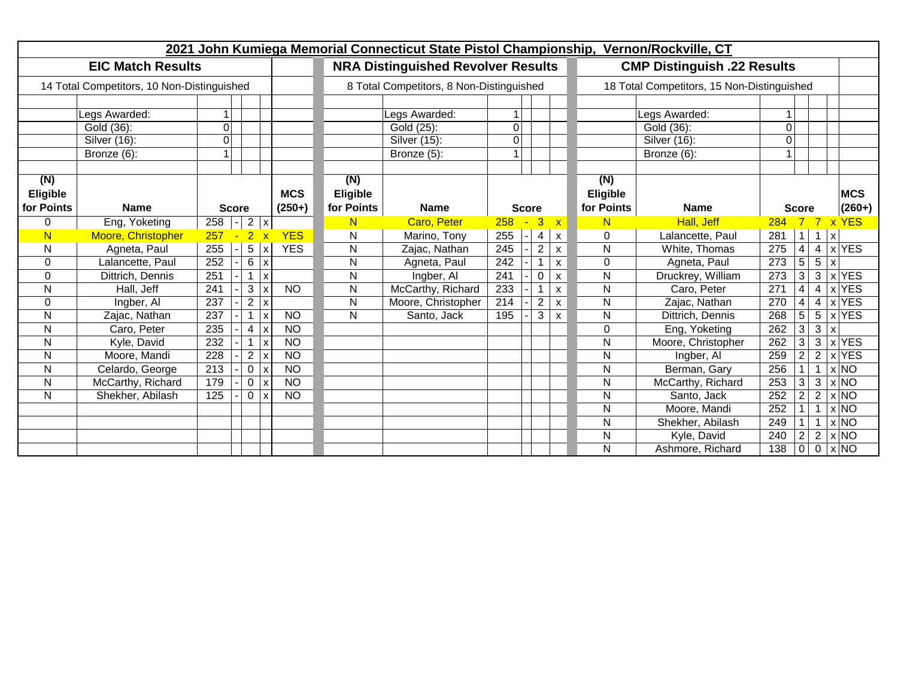# 2021 John Kumiega Memorial Connecticut State Pistol Championship, Vernon/Rockville, CT

## EIC Match Results

14 Total Competitors, 10 Non-Distinguished

| | | |
|---|---|---|
| Legs Awarded: | 1 | |
| Gold (36): | 0 | |
| Silver (16): | 0 | |
| Bronze (6): | 1 | |

| (N) Eligible for Points | Name | Score | | | | MCS (250+) |
|---|---|---|---|---|---|---|
| 0 | Eng, Yoketing | 258 | - | 2 | x | |
| N | Moore, Christopher | 257 | - | 2 | x | YES |
| N | Agneta, Paul | 255 | - | 5 | x | YES |
| 0 | Lalancette, Paul | 252 | - | 6 | x | |
| 0 | Dittrich, Dennis | 251 | - | 1 | x | |
| N | Hall, Jeff | 241 | - | 3 | x | NO |
| 0 | Ingber, Al | 237 | - | 2 | x | |
| N | Zajac, Nathan | 237 | - | 1 | x | NO |
| N | Caro, Peter | 235 | - | 4 | x | NO |
| N | Kyle, David | 232 | - | 1 | x | NO |
| N | Moore, Mandi | 228 | - | 2 | x | NO |
| N | Celardo, George | 213 | - | 0 | x | NO |
| N | McCarthy, Richard | 179 | - | 0 | x | NO |
| N | Shekher, Abilash | 125 | - | 0 | x | NO |

## NRA Distinguished Revolver Results

8 Total Competitors, 8 Non-Distinguished

| | | |
|---|---|---|
| Legs Awarded: | 1 | |
| Gold (25): | 0 | |
| Silver (15): | 0 | |
| Bronze (5): | 1 | |

| (N) Eligible for Points | Name | Score | | | |
|---|---|---|---|---|---|
| N | Caro, Peter | 258 | - | 3 | x |
| N | Marino, Tony | 255 | - | 4 | x |
| N | Zajac, Nathan | 245 | - | 2 | x |
| N | Agneta, Paul | 242 | - | 1 | x |
| N | Ingber, Al | 241 | - | 0 | x |
| N | McCarthy, Richard | 233 | - | 1 | x |
| N | Moore, Christopher | 214 | - | 2 | x |
| N | Santo, Jack | 195 | - | 3 | x |

## CMP Distinguish .22 Results

18 Total Competitors, 15 Non-Distinguished

| | | |
|---|---|---|
| Legs Awarded: | 1 | |
| Gold (36): | 0 | |
| Silver (16): | 0 | |
| Bronze (6): | 1 | |

| (N) Eligible for Points | Name | Score | | | | MCS (260+) |
|---|---|---|---|---|---|---|
| N | Hall, Jeff | 284 | 7 | 7 | x | YES |
| 0 | Lalancette, Paul | 281 | 1 | 1 | x | |
| N | White, Thomas | 275 | 4 | 4 | x | YES |
| 0 | Agneta, Paul | 273 | 5 | 5 | x | |
| N | Druckrey, William | 273 | 3 | 3 | x | YES |
| N | Caro, Peter | 271 | 4 | 4 | x | YES |
| N | Zajac, Nathan | 270 | 4 | 4 | x | YES |
| N | Dittrich, Dennis | 268 | 5 | 5 | x | YES |
| 0 | Eng, Yoketing | 262 | 3 | 3 | x | |
| N | Moore, Christopher | 262 | 3 | 3 | x | YES |
| N | Ingber, Al | 259 | 2 | 2 | x | YES |
| N | Berman, Gary | 256 | 1 | 1 | x | NO |
| N | McCarthy, Richard | 253 | 3 | 3 | x | NO |
| N | Santo, Jack | 252 | 2 | 2 | x | NO |
| N | Moore, Mandi | 252 | 1 | 1 | x | NO |
| N | Shekher, Abilash | 249 | 1 | 1 | x | NO |
| N | Kyle, David | 240 | 2 | 2 | x | NO |
| N | Ashmore, Richard | 138 | 0 | 0 | x | NO |